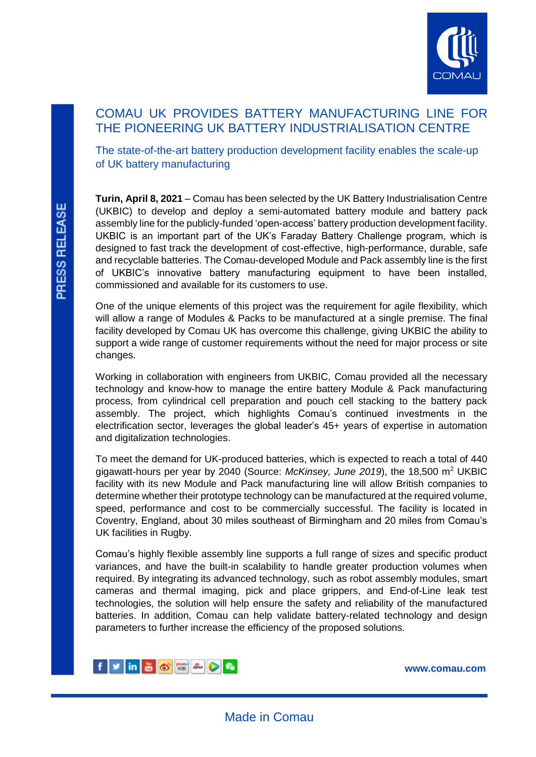# COMAU UK PROVIDES BATTERY MANUFACTURING LINE FOR THE PIONEERING UK BATTERY INDUSTRIALISATION CENTRE

## The state-of-the-art battery production development facility enables the scale-up of UK battery manufacturing

**Turin, April 8, 2021** – Comau has been selected by the UK Battery Industrialisation Centre (UKBIC) to develop and deploy a semi-automated battery module and battery pack assembly line for the publicly-funded 'open-access' battery production development facility. UKBIC is an important part of the UK's Faraday Battery Challenge program, which is designed to fast track the development of cost-effective, high-performance, durable, safe and recyclable batteries. The Comau-developed Module and Pack assembly line is the first of UKBIC's innovative battery manufacturing equipment to have been installed, commissioned and available for its customers to use.

One of the unique elements of this project was the requirement for agile flexibility, which will allow a range of Modules & Packs to be manufactured at a single premise. The final facility developed by Comau UK has overcome this challenge, giving UKBIC the ability to support a wide range of customer requirements without the need for major process or site changes.

Working in collaboration with engineers from UKBIC, Comau provided all the necessary technology and know-how to manage the entire battery Module & Pack manufacturing process, from cylindrical cell preparation and pouch cell stacking to the battery pack assembly. The project, which highlights Comau's continued investments in the electrification sector, leverages the global leader's 45+ years of expertise in automation and digitalization technologies.

To meet the demand for UK-produced batteries, which is expected to reach a total of 440 gigawatt-hours per year by 2040 (Source: *McKinsey, June 2019*), the 18,500 m$^2$ UKBIC facility with its new Module and Pack manufacturing line will allow British companies to determine whether their prototype technology can be manufactured at the required volume, speed, performance and cost to be commercially successful. The facility is located in Coventry, England, about 30 miles southeast of Birmingham and 20 miles from Comau's UK facilities in Rugby.

Comau's highly flexible assembly line supports a full range of sizes and specific product variances, and have the built-in scalability to handle greater production volumes when required. By integrating its advanced technology, such as robot assembly modules, smart cameras and thermal imaging, pick and place grippers, and End-of-Line leak test technologies, the solution will help ensure the safety and reliability of the manufactured batteries. In addition, Comau can help validate battery-related technology and design parameters to further increase the efficiency of the proposed solutions.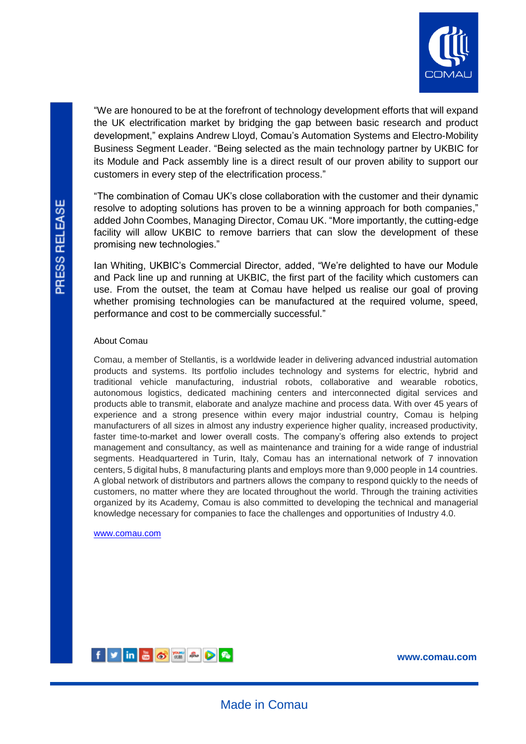"We are honoured to be at the forefront of technology development efforts that will expand the UK electrification market by bridging the gap between basic research and product development," explains Andrew Lloyd, Comau's Automation Systems and Electro-Mobility Business Segment Leader. "Being selected as the main technology partner by UKBIC for its Module and Pack assembly line is a direct result of our proven ability to support our customers in every step of the electrification process."

"The combination of Comau UK's close collaboration with the customer and their dynamic resolve to adopting solutions has proven to be a winning approach for both companies," added John Coombes, Managing Director, Comau UK. "More importantly, the cutting-edge facility will allow UKBIC to remove barriers that can slow the development of these promising new technologies."

Ian Whiting, UKBIC's Commercial Director, added, "We're delighted to have our Module and Pack line up and running at UKBIC, the first part of the facility which customers can use. From the outset, the team at Comau have helped us realise our goal of proving whether promising technologies can be manufactured at the required volume, speed, performance and cost to be commercially successful."

About Comau

Comau, a member of Stellantis, is a worldwide leader in delivering advanced industrial automation products and systems. Its portfolio includes technology and systems for electric, hybrid and traditional vehicle manufacturing, industrial robots, collaborative and wearable robotics, autonomous logistics, dedicated machining centers and interconnected digital services and products able to transmit, elaborate and analyze machine and process data. With over 45 years of experience and a strong presence within every major industrial country, Comau is helping manufacturers of all sizes in almost any industry experience higher quality, increased productivity, faster time-to-market and lower overall costs. The company's offering also extends to project management and consultancy, as well as maintenance and training for a wide range of industrial segments. Headquartered in Turin, Italy, Comau has an international network of 7 innovation centers, 5 digital hubs, 8 manufacturing plants and employs more than 9,000 people in 14 countries. A global network of distributors and partners allows the company to respond quickly to the needs of customers, no matter where they are located throughout the world. Through the training activities organized by its Academy, Comau is also committed to developing the technical and managerial knowledge necessary for companies to face the challenges and opportunities of Industry 4.0.

www.comau.com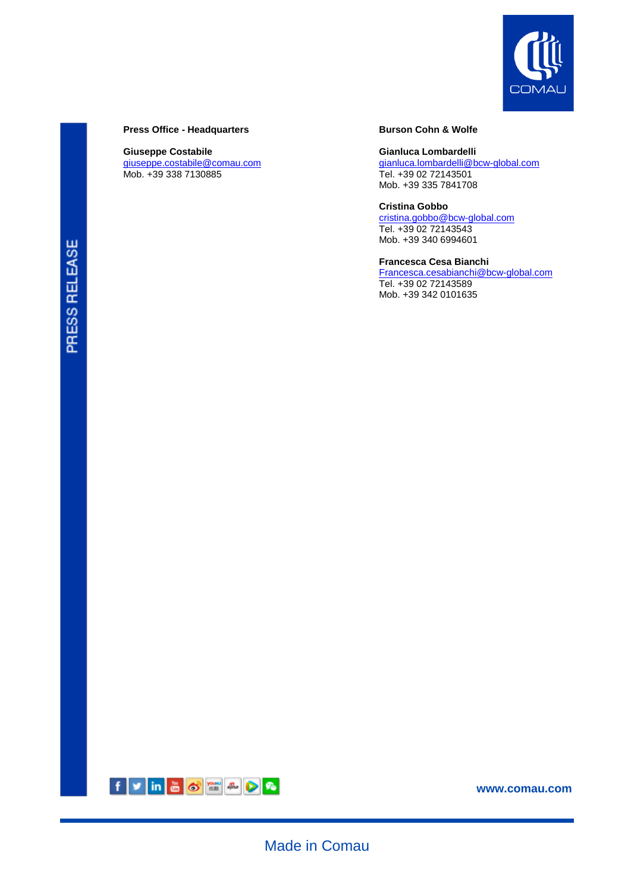**Press Office - Headquarters**

**Giuseppe Costabile**
giuseppe.costabile@comau.com
Mob. +39 338 7130885

**Burson Cohn & Wolfe**

**Gianluca Lombardelli**
gianluca.lombardelli@bcw-global.com
Tel. +39 02 72143501
Mob. +39 335 7841708

**Cristina Gobbo**
cristina.gobbo@bcw-global.com
Tel. +39 02 72143543
Mob. +39 340 6994601

**Francesca Cesa Bianchi**
Francesca.cesabianchi@bcw-global.com
Tel. +39 02 72143589
Mob. +39 342 0101635

**www.comau.com**